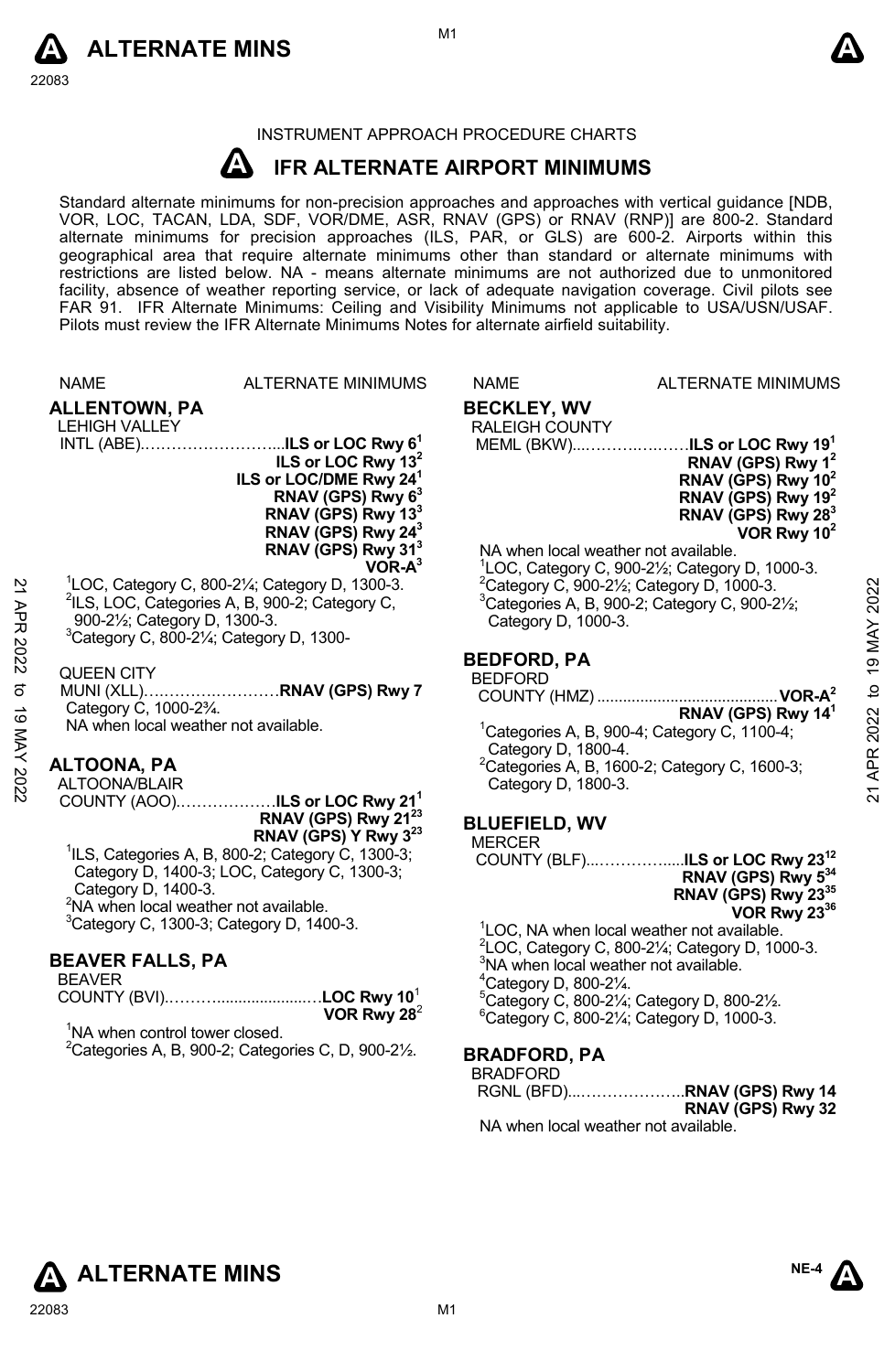INSTRUMENT APPROACH PROCEDURE CHARTS

# IFR ALTERNATE AIRPORT MINIMUMS

Standard alternate minimums for non-precision approaches and approaches with vertical guidance [NDB, VOR, LOC, TACAN, LDA, SDF, VOR/DME, ASR, RNAV (GPS) or RNAV (RNP)] are 800-2. Standard alternate minimums for precision approaches (ILS, PAR, or GLS) are 600-2. Airports within this geographical area that require alternate minimums other than standard or alternate minimums with restrictions are listed below. NA - means alternate minimums are not authorized due to unmonitored facility, absence of weather reporting service, or lack of adequate navigation coverage. Civil pilots see FAR 91. IFR Alternate Minimums: Ceiling and Visibility Minimums not applicable to USA/USN/USAF. Pilots must review the IFR Alternate Minimums Notes for alternate airfield suitability.

NAME — ALTERNATE MINIMUMS

## ALLENTOWN, PA

LEHIGH VALLEY INTL (ABE)....**ILS or LOC Rwy 6**[1]
**ILS or LOC Rwy 13**[2]
**ILS or LOC/DME Rwy 24**[1]
**RNAV (GPS) Rwy 6**[3]
**RNAV (GPS) Rwy 13**[3]
**RNAV (GPS) Rwy 24**[3]
**RNAV (GPS) Rwy 31**[3]
**VOR-A**[3]

[1]LOC, Category C, 800-2¼; Category D, 1300-3.
[2]ILS, LOC, Categories A, B, 900-2; Category C, 900-2½; Category D, 1300-3.
[3]Category C, 800-2¼; Category D, 1300-

QUEEN CITY MUNI (XLL)....**RNAV (GPS) Rwy 7**
Category C, 1000-2¾.
NA when local weather not available.

## ALTOONA, PA

ALTOONA/BLAIR COUNTY (AOO)....**ILS or LOC Rwy 21**[1]
**RNAV (GPS) Rwy 21**[23]
**RNAV (GPS) Y Rwy 3**[23]

[1]ILS, Categories A, B, 800-2; Category C, 1300-3; Category D, 1400-3; LOC, Category C, 1300-3; Category D, 1400-3.
[2]NA when local weather not available.
[3]Category C, 1300-3; Category D, 1400-3.

## BEAVER FALLS, PA

BEAVER COUNTY (BVI)....**LOC Rwy 10**[1]
**VOR Rwy 28**[2]

[1]NA when control tower closed.
[2]Categories A, B, 900-2; Categories C, D, 900-2½.

## BECKLEY, WV

RALEIGH COUNTY MEML (BKW)....**ILS or LOC Rwy 19**[1]
**RNAV (GPS) Rwy 1**[2]
**RNAV (GPS) Rwy 10**[2]
**RNAV (GPS) Rwy 19**[2]
**RNAV (GPS) Rwy 28**[3]
**VOR Rwy 10**[2]

NA when local weather not available.
[1]LOC, Category C, 900-2½; Category D, 1000-3.
[2]Category C, 900-2½; Category D, 1000-3.
[3]Categories A, B, 900-2; Category C, 900-2½; Category D, 1000-3.

## BEDFORD, PA

BEDFORD COUNTY (HMZ)....**VOR-A**[2]
**RNAV (GPS) Rwy 14**[1]

[1]Categories A, B, 900-4; Category C, 1100-4; Category D, 1800-4.
[2]Categories A, B, 1600-2; Category C, 1600-3; Category D, 1800-3.

## BLUEFIELD, WV

MERCER COUNTY (BLF)....**ILS or LOC Rwy 23**[12]
**RNAV (GPS) Rwy 5**[34]
**RNAV (GPS) Rwy 23**[35]
**VOR Rwy 23**[36]

[1]LOC, NA when local weather not available.
[2]LOC, Category C, 800-2¼; Category D, 1000-3.
[3]NA when local weather not available.
[4]Category D, 800-2¼.
[5]Category C, 800-2¼; Category D, 800-2½.
[6]Category C, 800-2¼; Category D, 1000-3.

## BRADFORD, PA

BRADFORD RGNL (BFD)....**RNAV (GPS) Rwy 14**
**RNAV (GPS) Rwy 32**

NA when local weather not available.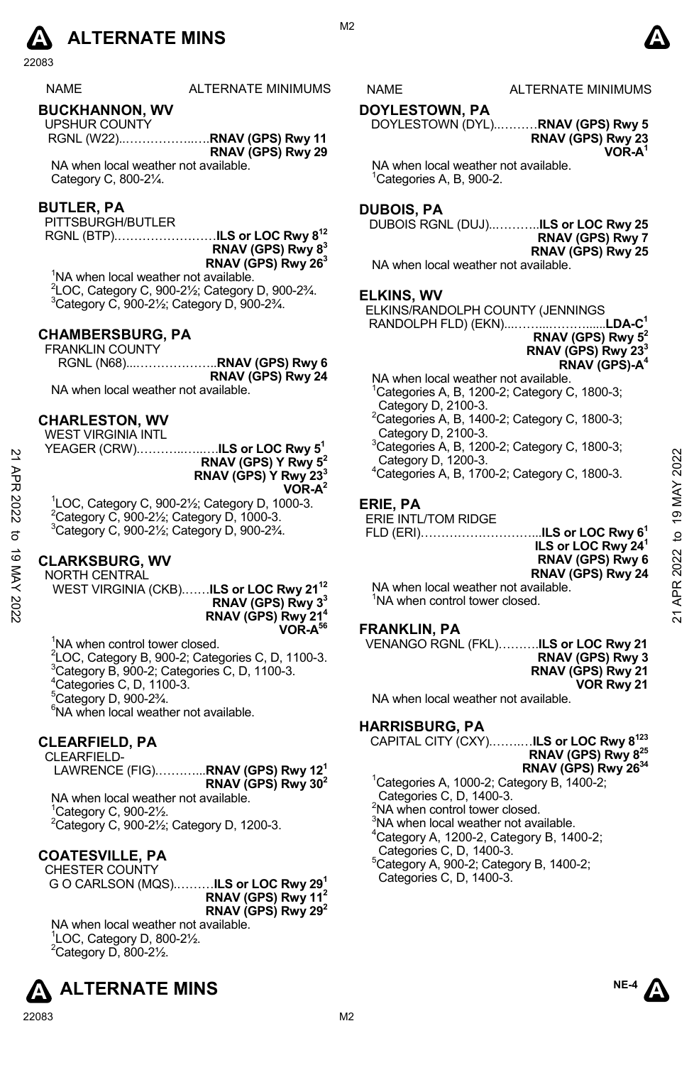# ALTERNATE MINS

NAME ALTERNATE MINIMUMS

## BUCKHANNON, WV

UPSHUR COUNTY
RGNL (W22)....................**RNAV (GPS) Rwy 11**
**RNAV (GPS) Rwy 29**

NA when local weather not available.
Category C, 800-2¼.

## BUTLER, PA

PITTSBURGH/BUTLER
RGNL (BTP)........................**ILS or LOC Rwy 8**[12]
**RNAV (GPS) Rwy 8**[3]
**RNAV (GPS) Rwy 26**[3]

[1]NA when local weather not available.
[2]LOC, Category C, 900-2½; Category D, 900-2¾.
[3]Category C, 900-2½; Category D, 900-2¾.

## CHAMBERSBURG, PA

FRANKLIN COUNTY
RGNL (N68).....................**RNAV (GPS) Rwy 6**
**RNAV (GPS) Rwy 24**

NA when local weather not available.

## CHARLESTON, WV

WEST VIRGINIA INTL
YEAGER (CRW)..................**ILS or LOC Rwy 5**[1]
**RNAV (GPS) Y Rwy 5**[2]
**RNAV (GPS) Y Rwy 23**[3]
**VOR-A**[2]

[1]LOC, Category C, 900-2½; Category D, 1000-3.
[2]Category C, 900-2½; Category D, 1000-3.
[3]Category C, 900-2½; Category D, 900-2¾.

## CLARKSBURG, WV

NORTH CENTRAL
WEST VIRGINIA (CKB).......**ILS or LOC Rwy 21**[12]
**RNAV (GPS) Rwy 3**[3]
**RNAV (GPS) Rwy 21**[4]
**VOR-A**[56]

[1]NA when control tower closed.
[2]LOC, Category B, 900-2; Categories C, D, 1100-3.
[3]Category B, 900-2; Categories C, D, 1100-3.
[4]Categories C, D, 1100-3.
[5]Category D, 900-2¾.
[6]NA when local weather not available.

## CLEARFIELD, PA

CLEARFIELD-
LAWRENCE (FIG)............**RNAV (GPS) Rwy 12**[1]
**RNAV (GPS) Rwy 30**[2]

NA when local weather not available.
[1]Category C, 900-2½.
[2]Category C, 900-2½; Category D, 1200-3.

## COATESVILLE, PA

CHESTER COUNTY
G O CARLSON (MQS)..........**ILS or LOC Rwy 29**[1]
**RNAV (GPS) Rwy 11**[2]
**RNAV (GPS) Rwy 29**[2]

NA when local weather not available.
[1]LOC, Category D, 800-2½.
[2]Category D, 800-2½.

## DOYLESTOWN, PA

DOYLESTOWN (DYL)...........**RNAV (GPS) Rwy 5**
**RNAV (GPS) Rwy 23**
**VOR-A**[1]

NA when local weather not available.
[1]Categories A, B, 900-2.

## DUBOIS, PA

DUBOIS RGNL (DUJ)............**ILS or LOC Rwy 25**
**RNAV (GPS) Rwy 7**
**RNAV (GPS) Rwy 25**

NA when local weather not available.

## ELKINS, WV

ELKINS/RANDOLPH COUNTY (JENNINGS
RANDOLPH FLD) (EKN)...........................**LDA-C**[1]
**RNAV (GPS) Rwy 5**[2]
**RNAV (GPS) Rwy 23**[3]
**RNAV (GPS)-A**[4]

NA when local weather not available.
[1]Categories A, B, 1200-2; Category C, 1800-3; Category D, 2100-3.
[2]Categories A, B, 1400-2; Category C, 1800-3; Category D, 2100-3.
[3]Categories A, B, 1200-2; Category C, 1800-3; Category D, 1200-3.
[4]Categories A, B, 1700-2; Category C, 1800-3.

## ERIE, PA

ERIE INTL/TOM RIDGE
FLD (ERI)...........................**ILS or LOC Rwy 6**[1]
**ILS or LOC Rwy 24**[1]
**RNAV (GPS) Rwy 6**
**RNAV (GPS) Rwy 24**

NA when local weather not available.
[1]NA when control tower closed.

## FRANKLIN, PA

VENANGO RGNL (FKL)..........**ILS or LOC Rwy 21**
**RNAV (GPS) Rwy 3**
**RNAV (GPS) Rwy 21**
**VOR Rwy 21**

NA when local weather not available.

## HARRISBURG, PA

CAPITAL CITY (CXY)...........**ILS or LOC Rwy 8**[123]
**RNAV (GPS) Rwy 8**[25]
**RNAV (GPS) Rwy 26**[34]

[1]Categories A, 1000-2; Category B, 1400-2; Categories C, D, 1400-3.
[2]NA when control tower closed.
[3]NA when local weather not available.
[4]Category A, 1200-2, Category B, 1400-2; Categories C, D, 1400-3.
[5]Category A, 900-2; Category B, 1400-2; Categories C, D, 1400-3.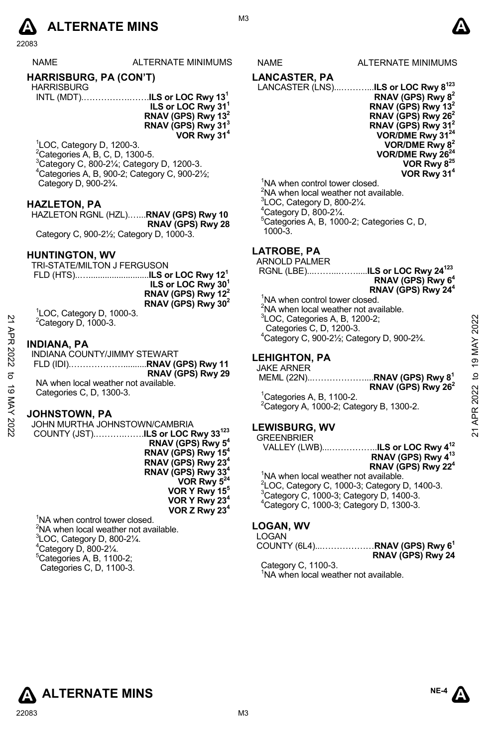| NAME | ALTERNATE MINIMUMS |
|---|---|

## HARRISBURG, PA (CON'T)

HARRISBURG
INTL (MDT)……………………**ILS or LOC Rwy 13**[1]
**ILS or LOC Rwy 31**[1]
**RNAV (GPS) Rwy 13**[2]
**RNAV (GPS) Rwy 31**[3]
**VOR Rwy 31**[4]

[1]LOC, Category D, 1200-3.
[2]Categories A, B, C, D, 1300-5.
[3]Category C, 800-2¼; Category D, 1200-3.
[4]Categories A, B, 900-2; Category C, 900-2½; Category D, 900-2¾.

## HAZLETON, PA

HAZLETON RGNL (HZL)…....**RNAV (GPS) Rwy 10**
**RNAV (GPS) Rwy 28**

Category C, 900-2½; Category D, 1000-3.

## HUNTINGTON, WV

TRI-STATE/MILTON J FERGUSON
FLD (HTS)……........................**ILS or LOC Rwy 12**[1]
**ILS or LOC Rwy 30**[1]
**RNAV (GPS) Rwy 12**[2]
**RNAV (GPS) Rwy 30**[2]

[1]LOC, Category D, 1000-3.
[2]Category D, 1000-3.

## INDIANA, PA

INDIANA COUNTY/JIMMY STEWART
FLD (IDI)……………………..........**RNAV (GPS) Rwy 11**
**RNAV (GPS) Rwy 29**

NA when local weather not available.
Categories C, D, 1300-3.

## JOHNSTOWN, PA

JOHN MURTHA JOHNSTOWN/CAMBRIA
COUNTY (JST)………..…….**ILS or LOC Rwy 33**[123]
**RNAV (GPS) Rwy 5**[4]
**RNAV (GPS) Rwy 15**[4]
**RNAV (GPS) Rwy 23**[4]
**RNAV (GPS) Rwy 33**[4]
**VOR Rwy 5**[24]
**VOR Y Rwy 15**[5]
**VOR Y Rwy 23**[4]
**VOR Z Rwy 23**[4]

[1]NA when control tower closed.
[2]NA when local weather not available.
[3]LOC, Category D, 800-2¼.
[4]Category D, 800-2¼.
[5]Categories A, B, 1100-2; Categories C, D, 1100-3.

## LANCASTER, PA

LANCASTER (LNS)...………...**ILS or LOC Rwy 8**[123]
**RNAV (GPS) Rwy 8**[2]
**RNAV (GPS) Rwy 13**[2]
**RNAV (GPS) Rwy 26**[2]
**RNAV (GPS) Rwy 31**[2]
**VOR/DME Rwy 31**[24]
**VOR/DME Rwy 8**[2]
**VOR/DME Rwy 26**[24]
**VOR Rwy 8**[25]
**VOR Rwy 31**[4]

[1]NA when control tower closed.
[2]NA when local weather not available.
[3]LOC, Category D, 800-2¼.
[4]Category D, 800-2¼.
[5]Categories A, B, 1000-2; Categories C, D, 1000-3.

## LATROBE, PA

ARNOLD PALMER
RGNL (LBE)...……...……....**ILS or LOC Rwy 24**[123]
**RNAV (GPS) Rwy 6**[4]
**RNAV (GPS) Rwy 24**[4]

[1]NA when control tower closed.
[2]NA when local weather not available.
[3]LOC, Categories A, B, 1200-2; Categories C, D, 1200-3.
[4]Category C, 900-2½; Category D, 900-2¾.

## LEHIGHTON, PA

JAKE ARNER
MEML (22N)..……………….....**RNAV (GPS) Rwy 8**[1]
**RNAV (GPS) Rwy 26**[2]

[1]Categories A, B, 1100-2.
[2]Category A, 1000-2; Category B, 1300-2.

## LEWISBURG, WV

GREENBRIER
VALLEY (LWB)....……………..**ILS or LOC Rwy 4**[12]
**RNAV (GPS) Rwy 4**[13]
**RNAV (GPS) Rwy 22**[4]

[1]NA when local weather not available.
[2]LOC, Category C, 1000-3; Category D, 1400-3.
[3]Category C, 1000-3; Category D, 1400-3.
[4]Category C, 1000-3; Category D, 1300-3.

## LOGAN, WV

LOGAN
COUNTY (6L4)...………………**RNAV (GPS) Rwy 6**[1]
**RNAV (GPS) Rwy 24**

Category C, 1100-3.
[1]NA when local weather not available.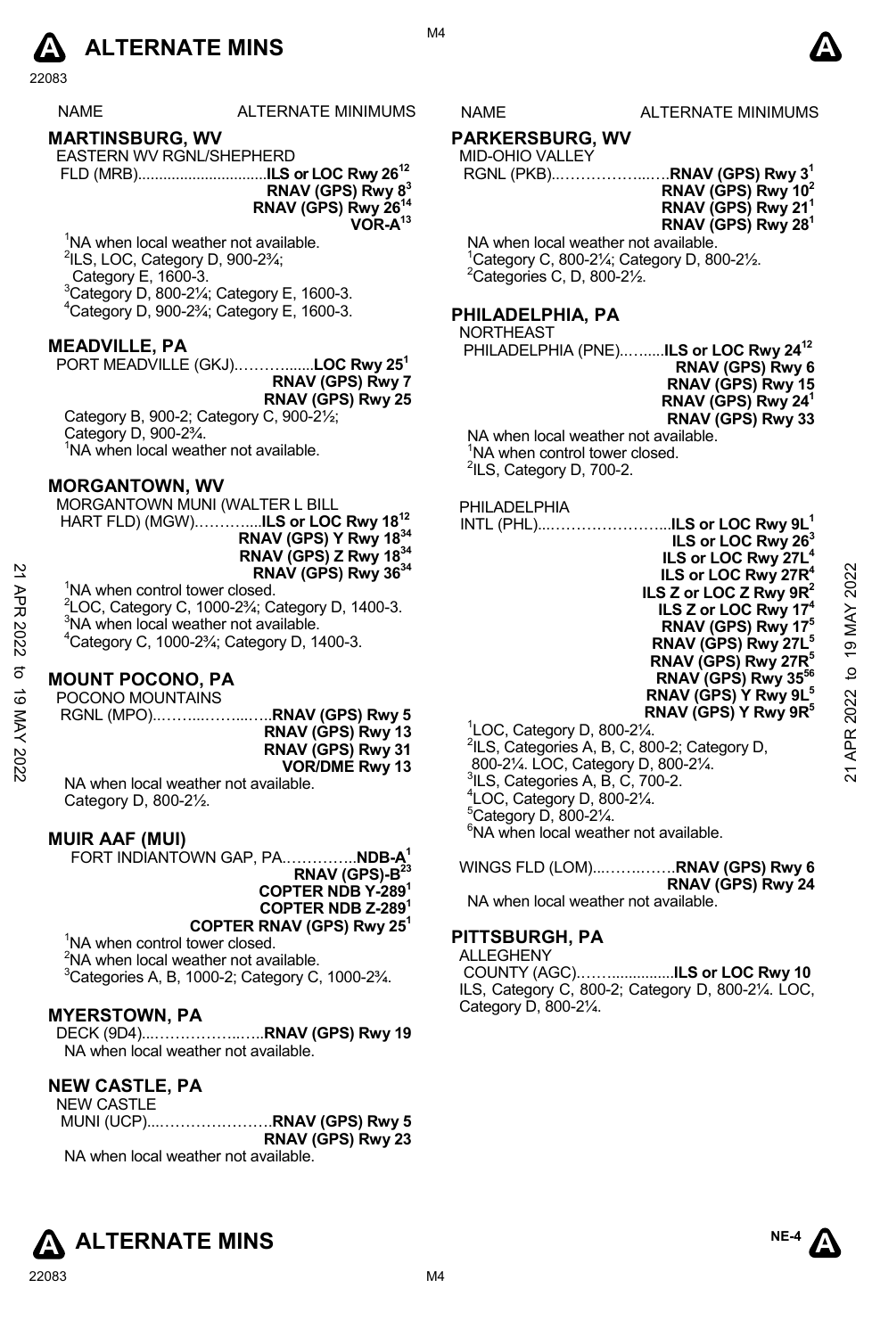NAME ALTERNATE MINIMUMS

## MARTINSBURG, WV

EASTERN WV RGNL/SHEPHERD FLD (MRB)..............................**ILS or LOC Rwy 26**[12]
**RNAV (GPS) Rwy 8**[3]
**RNAV (GPS) Rwy 26**[14]
**VOR-A**[13]

[1]NA when local weather not available.
[2]ILS, LOC, Category D, 900-2¾; Category E, 1600-3.
[3]Category D, 800-2¼; Category E, 1600-3.
[4]Category D, 900-2¾; Category E, 1600-3.

## MEADVILLE, PA

PORT MEADVILLE (GKJ)………........**LOC Rwy 25**[1]
**RNAV (GPS) Rwy 7**
**RNAV (GPS) Rwy 25**

Category B, 900-2; Category C, 900-2½; Category D, 900-2¾.
[1]NA when local weather not available.

## MORGANTOWN, WV

MORGANTOWN MUNI (WALTER L BILL HART FLD) (MGW)………....**ILS or LOC Rwy 18**[12]
**RNAV (GPS) Y Rwy 18**[34]
**RNAV (GPS) Z Rwy 18**[34]
**RNAV (GPS) Rwy 36**[34]

[1]NA when control tower closed.
[2]LOC, Category C, 1000-2¾; Category D, 1400-3.
[3]NA when local weather not available.
[4]Category C, 1000-2¾; Category D, 1400-3.

## MOUNT POCONO, PA

POCONO MOUNTAINS RGNL (MPO)..……...……...…..**RNAV (GPS) Rwy 5**
**RNAV (GPS) Rwy 13**
**RNAV (GPS) Rwy 31**
**VOR/DME Rwy 13**

NA when local weather not available.
Category D, 800-2½.

## MUIR AAF (MUI)

FORT INDIANTOWN GAP, PA…………..**NDB-A**[1]
**RNAV (GPS)-B**[23]
**COPTER NDB Y-289**[1]
**COPTER NDB Z-289**[1]
**COPTER RNAV (GPS) Rwy 25**[1]

[1]NA when control tower closed.
[2]NA when local weather not available.
[3]Categories A, B, 1000-2; Category C, 1000-2¾.

## MYERSTOWN, PA

DECK (9D4)...………………...…..**RNAV (GPS) Rwy 19**

NA when local weather not available.

## NEW CASTLE, PA

NEW CASTLE MUNI (UCP)...………………….**RNAV (GPS) Rwy 5**
**RNAV (GPS) Rwy 23**

NA when local weather not available.

## PARKERSBURG, WV

MID-OHIO VALLEY RGNL (PKB)..……………...….**RNAV (GPS) Rwy 3**[1]
**RNAV (GPS) Rwy 10**[2]
**RNAV (GPS) Rwy 21**[1]
**RNAV (GPS) Rwy 28**[1]

NA when local weather not available.
[1]Category C, 800-2¼; Category D, 800-2½.
[2]Categories C, D, 800-2½.

## PHILADELPHIA, PA

NORTHEAST PHILADELPHIA (PNE)……....**ILS or LOC Rwy 24**[12]
**RNAV (GPS) Rwy 6**
**RNAV (GPS) Rwy 15**
**RNAV (GPS) Rwy 24**[1]
**RNAV (GPS) Rwy 33**

NA when local weather not available.
[1]NA when control tower closed.
[2]ILS, Category D, 700-2.

PHILADELPHIA INTL (PHL)...…………………....**ILS or LOC Rwy 9L**[1]
**ILS or LOC Rwy 26**[3]
**ILS or LOC Rwy 27L**[4]
**ILS or LOC Rwy 27R**[4]
**ILS Z or LOC Z Rwy 9R**[2]
**ILS Z or LOC Rwy 17**[4]
**RNAV (GPS) Rwy 17**[5]
**RNAV (GPS) Rwy 27L**[5]
**RNAV (GPS) Rwy 27R**[5]
**RNAV (GPS) Rwy 35**[56]
**RNAV (GPS) Y Rwy 9L**[5]
**RNAV (GPS) Y Rwy 9R**[5]

[1]LOC, Category D, 800-2¼.
[2]ILS, Categories A, B, C, 800-2; Category D, 800-2¼. LOC, Category D, 800-2¼.
[3]ILS, Categories A, B, C, 700-2.
[4]LOC, Category D, 800-2¼.
[5]Category D, 800-2¼.
[6]NA when local weather not available.

WINGS FLD (LOM)...…….…….**RNAV (GPS) Rwy 6**
**RNAV (GPS) Rwy 24**

NA when local weather not available.

## PITTSBURGH, PA

ALLEGHENY COUNTY (AGC)……................**ILS or LOC Rwy 10**

ILS, Category C, 800-2; Category D, 800-2¼. LOC, Category D, 800-2¼.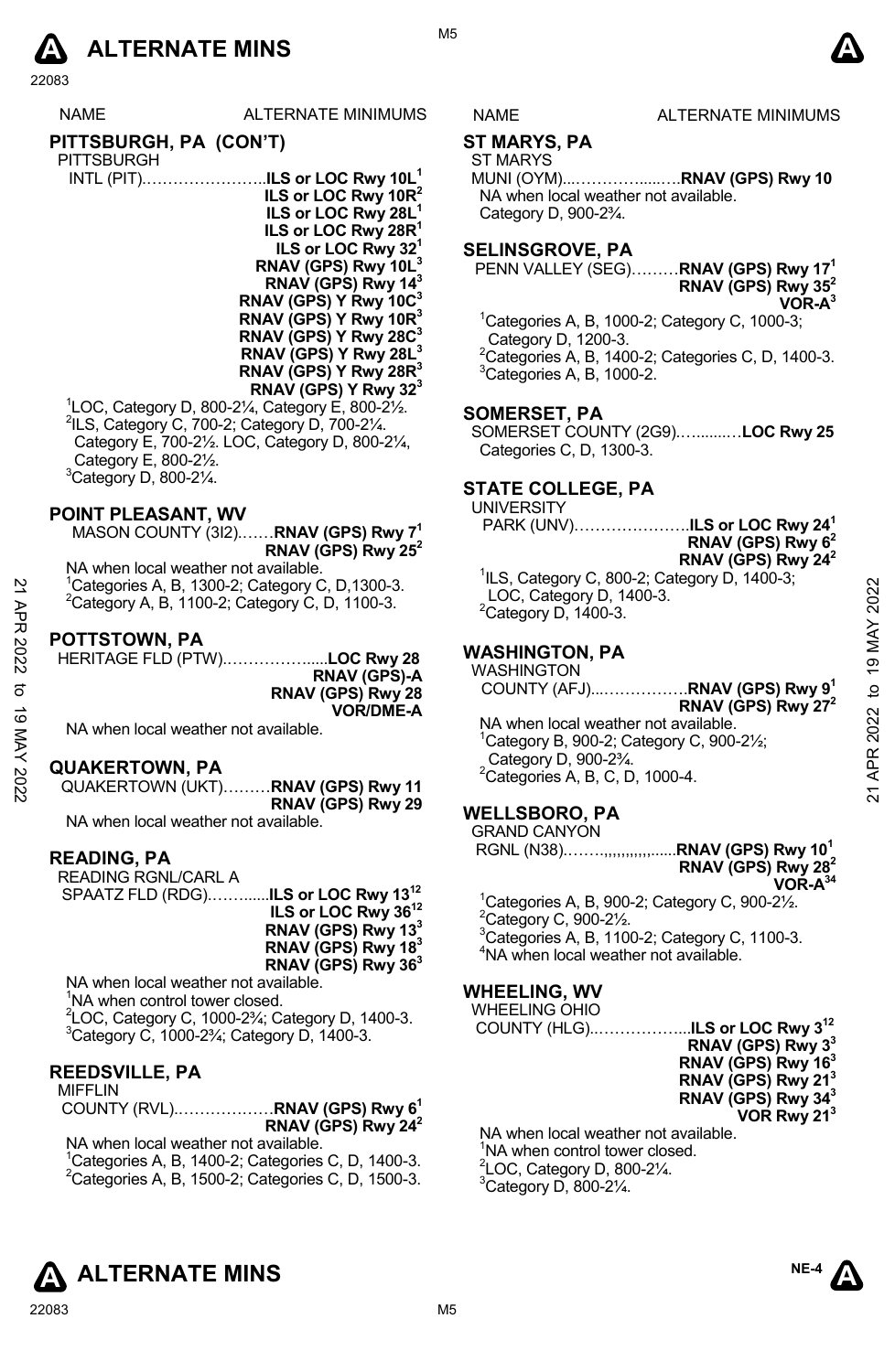| NAME | ALTERNATE MINIMUMS |
|---|---|

## PITTSBURGH, PA (CON'T)

PITTSBURGH
INTL (PIT)........................**ILS or LOC Rwy 10L**[1]
**ILS or LOC Rwy 10R**[2]
**ILS or LOC Rwy 28L**[1]
**ILS or LOC Rwy 28R**[1]
**ILS or LOC Rwy 32**[1]
**RNAV (GPS) Rwy 10L**[3]
**RNAV (GPS) Rwy 14**[3]
**RNAV (GPS) Y Rwy 10C**[3]
**RNAV (GPS) Y Rwy 10R**[3]
**RNAV (GPS) Y Rwy 28C**[3]
**RNAV (GPS) Y Rwy 28L**[3]
**RNAV (GPS) Y Rwy 28R**[3]
**RNAV (GPS) Y Rwy 32**[3]

[1]LOC, Category D, 800-2¼, Category E, 800-2½.
[2]ILS, Category C, 700-2; Category D, 700-2¼. Category E, 700-2½. LOC, Category D, 800-2¼, Category E, 800-2½.
[3]Category D, 800-2¼.

## POINT PLEASANT, WV

MASON COUNTY (3I2).......**RNAV (GPS) Rwy 7**[1]
**RNAV (GPS) Rwy 25**[2]

NA when local weather not available.
[1]Categories A, B, 1300-2; Category C, D,1300-3.
[2]Category A, B, 1100-2; Category C, D, 1100-3.

## POTTSTOWN, PA

HERITAGE FLD (PTW)......................**LOC Rwy 28**
**RNAV (GPS)-A**
**RNAV (GPS) Rwy 28**
**VOR/DME-A**

NA when local weather not available.

## QUAKERTOWN, PA

QUAKERTOWN (UKT).........**RNAV (GPS) Rwy 11**
**RNAV (GPS) Rwy 29**

NA when local weather not available.

## READING, PA

READING RGNL/CARL A
SPAATZ FLD (RDG)...........**ILS or LOC Rwy 13**[12]
**ILS or LOC Rwy 36**[12]
**RNAV (GPS) Rwy 13**[3]
**RNAV (GPS) Rwy 18**[3]
**RNAV (GPS) Rwy 36**[3]

NA when local weather not available.
[1]NA when control tower closed.
[2]LOC, Category C, 1000-2¾; Category D, 1400-3.
[3]Category C, 1000-2¾; Category D, 1400-3.

## REEDSVILLE, PA

MIFFLIN
COUNTY (RVL)..................**RNAV (GPS) Rwy 6**[1]
**RNAV (GPS) Rwy 24**[2]

NA when local weather not available.
[1]Categories A, B, 1400-2; Categories C, D, 1400-3.
[2]Categories A, B, 1500-2; Categories C, D, 1500-3.

## ST MARYS, PA

ST MARYS
MUNI (OYM)............................**RNAV (GPS) Rwy 10**

NA when local weather not available.
Category D, 900-2¾.

## SELINSGROVE, PA

PENN VALLEY (SEG).........**RNAV (GPS) Rwy 17**[1]
**RNAV (GPS) Rwy 35**[2]
**VOR-A**[3]

[1]Categories A, B, 1000-2; Category C, 1000-3; Category D, 1200-3.
[2]Categories A, B, 1400-2; Categories C, D, 1400-3.
[3]Categories A, B, 1000-2.

## SOMERSET, PA

SOMERSET COUNTY (2G9)...............**LOC Rwy 25**

Categories C, D, 1300-3.

## STATE COLLEGE, PA

UNIVERSITY
PARK (UNV)......................**ILS or LOC Rwy 24**[1]
**RNAV (GPS) Rwy 6**[2]
**RNAV (GPS) Rwy 24**[2]

[1]ILS, Category C, 800-2; Category D, 1400-3; LOC, Category D, 1400-3.
[2]Category D, 1400-3.

## WASHINGTON, PA

WASHINGTON
COUNTY (AFJ)...................**RNAV (GPS) Rwy 9**[1]
**RNAV (GPS) Rwy 27**[2]

NA when local weather not available.
[1]Category B, 900-2; Category C, 900-2½; Category D, 900-2¾.
[2]Categories A, B, C, D, 1000-4.

## WELLSBORO, PA

GRAND CANYON
RGNL (N38).........,,,,,,,,,,,,,,......**RNAV (GPS) Rwy 10**[1]
**RNAV (GPS) Rwy 28**[2]
**VOR-A**[34]

[1]Categories A, B, 900-2; Category C, 900-2½.
[2]Category C, 900-2½.
[3]Categories A, B, 1100-2; Category C, 1100-3.
[4]NA when local weather not available.

## WHEELING, WV

WHEELING OHIO
COUNTY (HLG)....................**ILS or LOC Rwy 3**[12]
**RNAV (GPS) Rwy 3**[3]
**RNAV (GPS) Rwy 16**[3]
**RNAV (GPS) Rwy 21**[3]
**RNAV (GPS) Rwy 34**[3]
**VOR Rwy 21**[3]

NA when local weather not available.
[1]NA when control tower closed.
[2]LOC, Category D, 800-2¼.
[3]Category D, 800-2¼.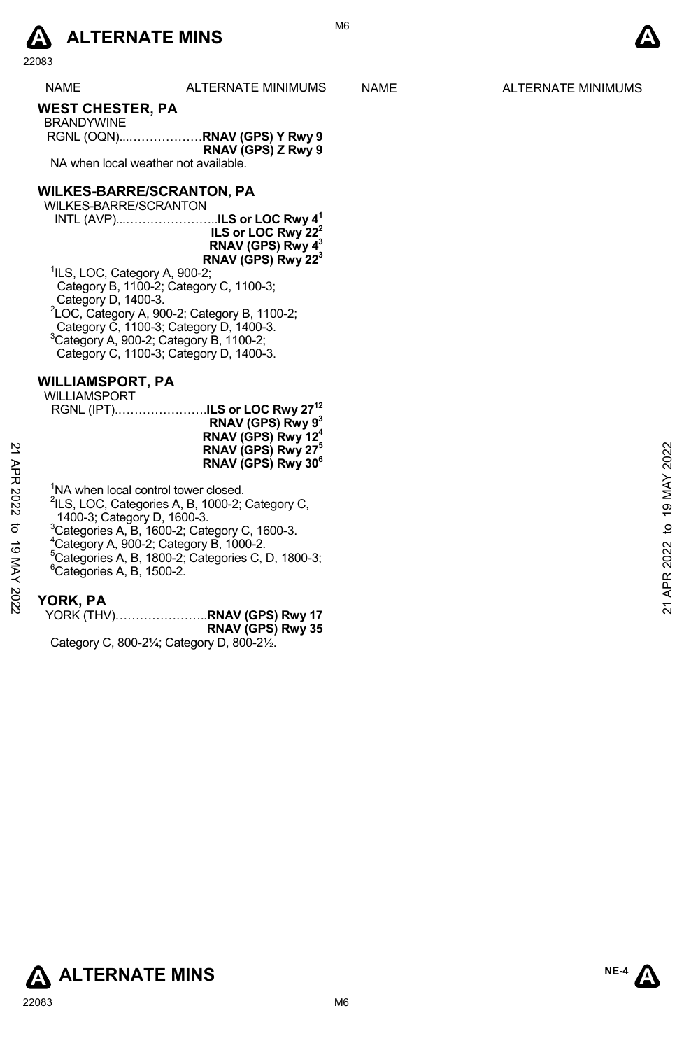NAME | ALTERNATE MINIMUMS

## WEST CHESTER, PA

BRANDYWINE
RGNL (OQN)..................**RNAV (GPS) Y Rwy 9**
**RNAV (GPS) Z Rwy 9**

NA when local weather not available.

## WILKES-BARRE/SCRANTON, PA

WILKES-BARRE/SCRANTON
INTL (AVP).........................**ILS or LOC Rwy 4**[1]
**ILS or LOC Rwy 22**[2]
**RNAV (GPS) Rwy 4**[3]
**RNAV (GPS) Rwy 22**[3]

[1]ILS, LOC, Category A, 900-2; Category B, 1100-2; Category C, 1100-3; Category D, 1400-3.
[2]LOC, Category A, 900-2; Category B, 1100-2; Category C, 1100-3; Category D, 1400-3.
[3]Category A, 900-2; Category B, 1100-2; Category C, 1100-3; Category D, 1400-3.

## WILLIAMSPORT, PA

WILLIAMSPORT
RGNL (IPT)......................**ILS or LOC Rwy 27**[12]
**RNAV (GPS) Rwy 9**[3]
**RNAV (GPS) Rwy 12**[4]
**RNAV (GPS) Rwy 27**[5]
**RNAV (GPS) Rwy 30**[6]

[1]NA when local control tower closed.
[2]ILS, LOC, Categories A, B, 1000-2; Category C, 1400-3; Category D, 1600-3.
[3]Categories A, B, 1600-2; Category C, 1600-3.
[4]Category A, 900-2; Category B, 1000-2.
[5]Categories A, B, 1800-2; Categories C, D, 1800-3.
[6]Categories A, B, 1500-2.

## YORK, PA

YORK (THV)......................**RNAV (GPS) Rwy 17**
**RNAV (GPS) Rwy 35**

Category C, 800-2¼; Category D, 800-2½.